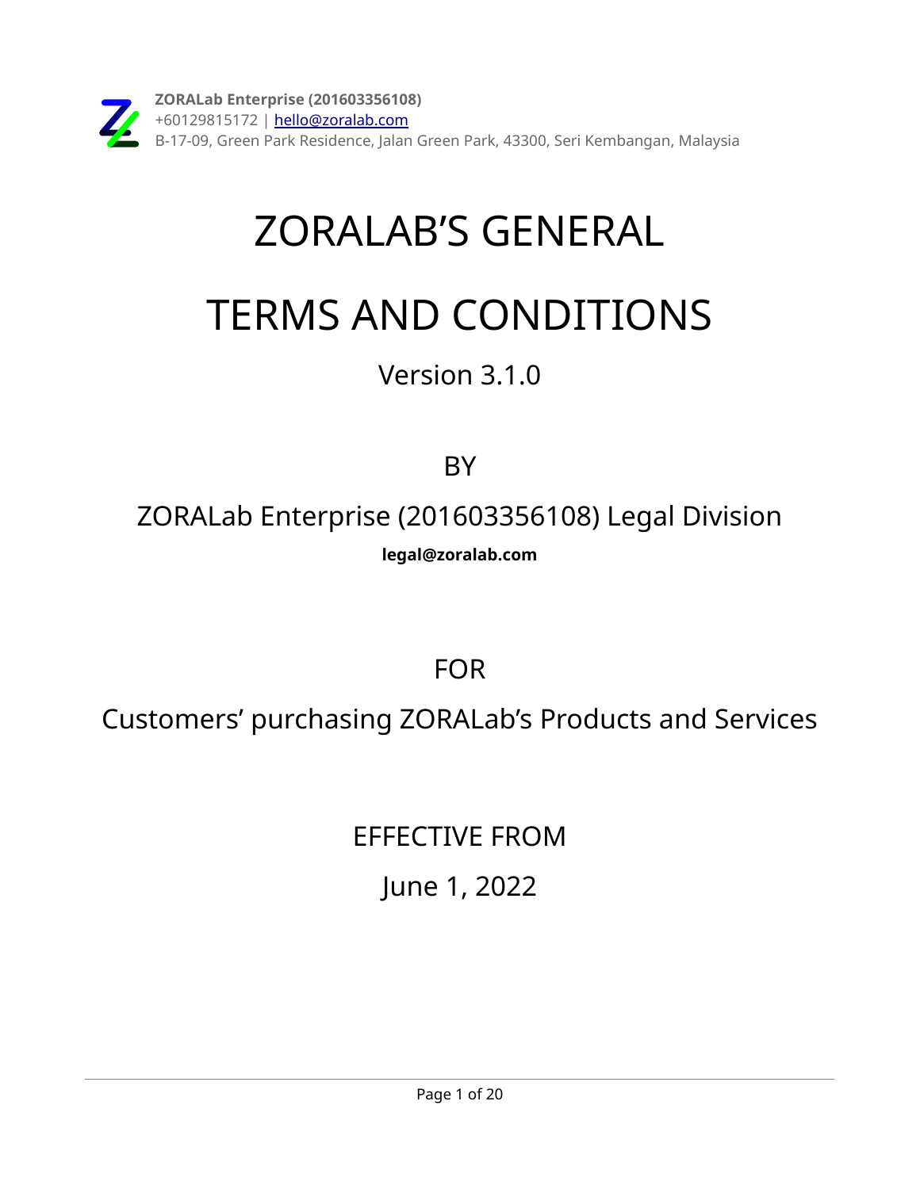**ZORALab Enterprise (201603356108)**
+60129815172 | hello@zoralab.com
B-17-09, Green Park Residence, Jalan Green Park, 43300, Seri Kembangan, Malaysia

# ZORALAB'S GENERAL TERMS AND CONDITIONS

Version 3.1.0

BY

ZORALab Enterprise (201603356108) Legal Division

**legal@zoralab.com**

FOR

Customers' purchasing ZORALab's Products and Services

EFFECTIVE FROM

June 1, 2022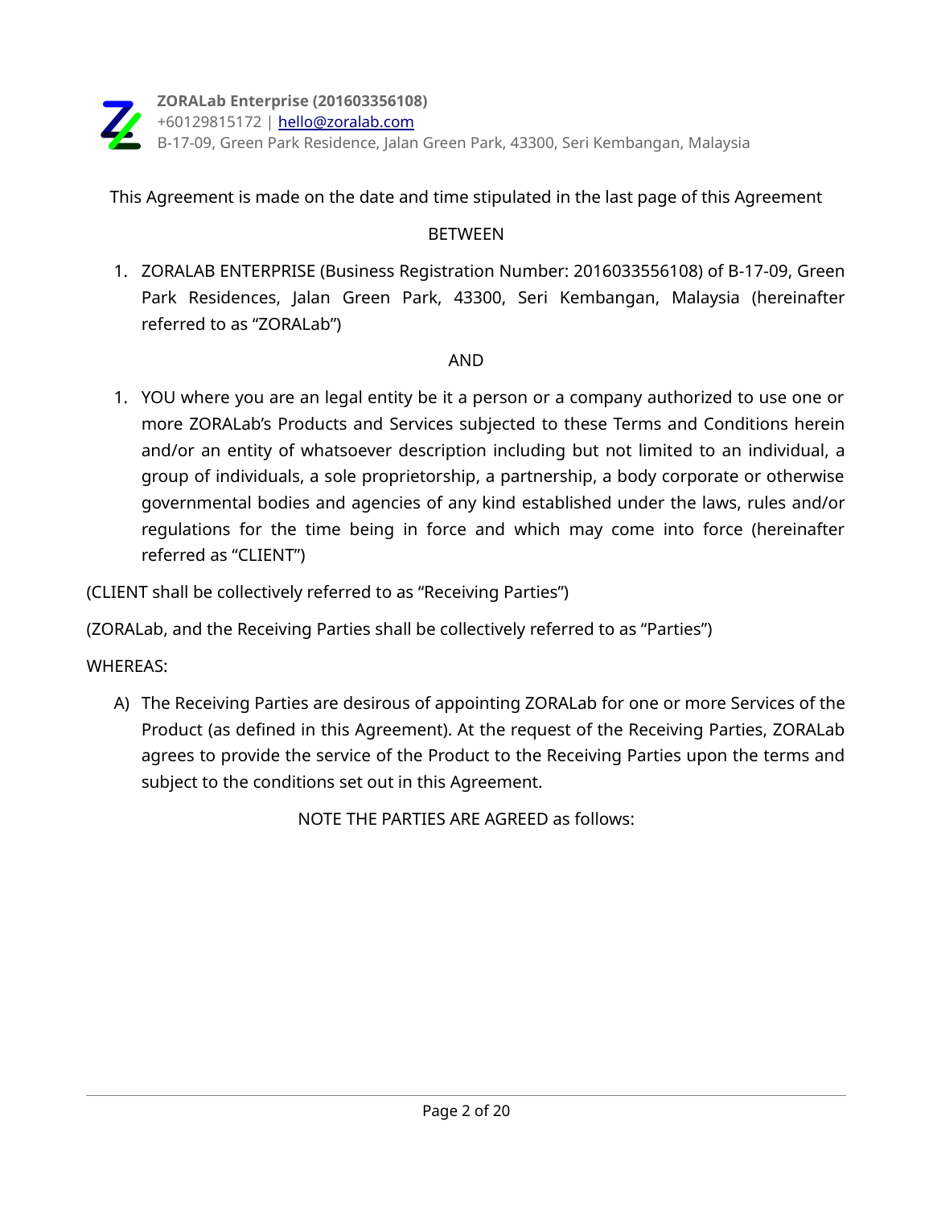**ZORALab Enterprise (201603356108)**
+60129815172 | hello@zoralab.com
B-17-09, Green Park Residence, Jalan Green Park, 43300, Seri Kembangan, Malaysia

This Agreement is made on the date and time stipulated in the last page of this Agreement

BETWEEN

1. ZORALAB ENTERPRISE (Business Registration Number: 2016033556108) of B-17-09, Green Park Residences, Jalan Green Park, 43300, Seri Kembangan, Malaysia (hereinafter referred to as "ZORALab")

AND

1. YOU where you are an legal entity be it a person or a company authorized to use one or more ZORALab's Products and Services subjected to these Terms and Conditions herein and/or an entity of whatsoever description including but not limited to an individual, a group of individuals, a sole proprietorship, a partnership, a body corporate or otherwise governmental bodies and agencies of any kind established under the laws, rules and/or regulations for the time being in force and which may come into force (hereinafter referred as "CLIENT")

(CLIENT shall be collectively referred to as "Receiving Parties")

(ZORALab, and the Receiving Parties shall be collectively referred to as "Parties")

WHEREAS:

A) The Receiving Parties are desirous of appointing ZORALab for one or more Services of the Product (as defined in this Agreement). At the request of the Receiving Parties, ZORALab agrees to provide the service of the Product to the Receiving Parties upon the terms and subject to the conditions set out in this Agreement.

NOTE THE PARTIES ARE AGREED as follows: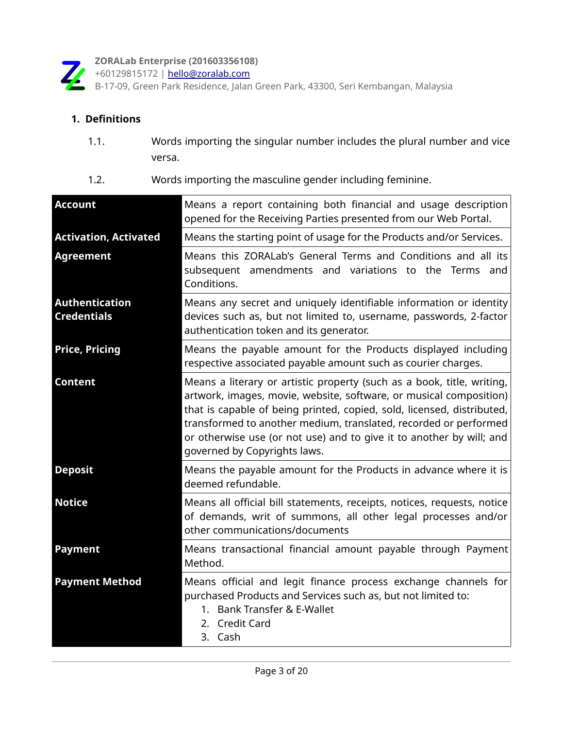## 1. Definitions

1.1. Words importing the singular number includes the plural number and vice versa.

1.2. Words importing the masculine gender including feminine.

| **Account** | Means a report containing both financial and usage description opened for the Receiving Parties presented from our Web Portal. |
|---|---|
| **Activation, Activated** | Means the starting point of usage for the Products and/or Services. |
| **Agreement** | Means this ZORALab's General Terms and Conditions and all its subsequent amendments and variations to the Terms and Conditions. |
| **Authentication Credentials** | Means any secret and uniquely identifiable information or identity devices such as, but not limited to, username, passwords, 2-factor authentication token and its generator. |
| **Price, Pricing** | Means the payable amount for the Products displayed including respective associated payable amount such as courier charges. |
| **Content** | Means a literary or artistic property (such as a book, title, writing, artwork, images, movie, website, software, or musical composition) that is capable of being printed, copied, sold, licensed, distributed, transformed to another medium, translated, recorded or performed or otherwise use (or not use) and to give it to another by will; and governed by Copyrights laws. |
| **Deposit** | Means the payable amount for the Products in advance where it is deemed refundable. |
| **Notice** | Means all official bill statements, receipts, notices, requests, notice of demands, writ of summons, all other legal processes and/or other communications/documents |
| **Payment** | Means transactional financial amount payable through Payment Method. |
| **Payment Method** | Means official and legit finance process exchange channels for purchased Products and Services such as, but not limited to:<br>1. Bank Transfer & E-Wallet<br>2. Credit Card<br>3. Cash |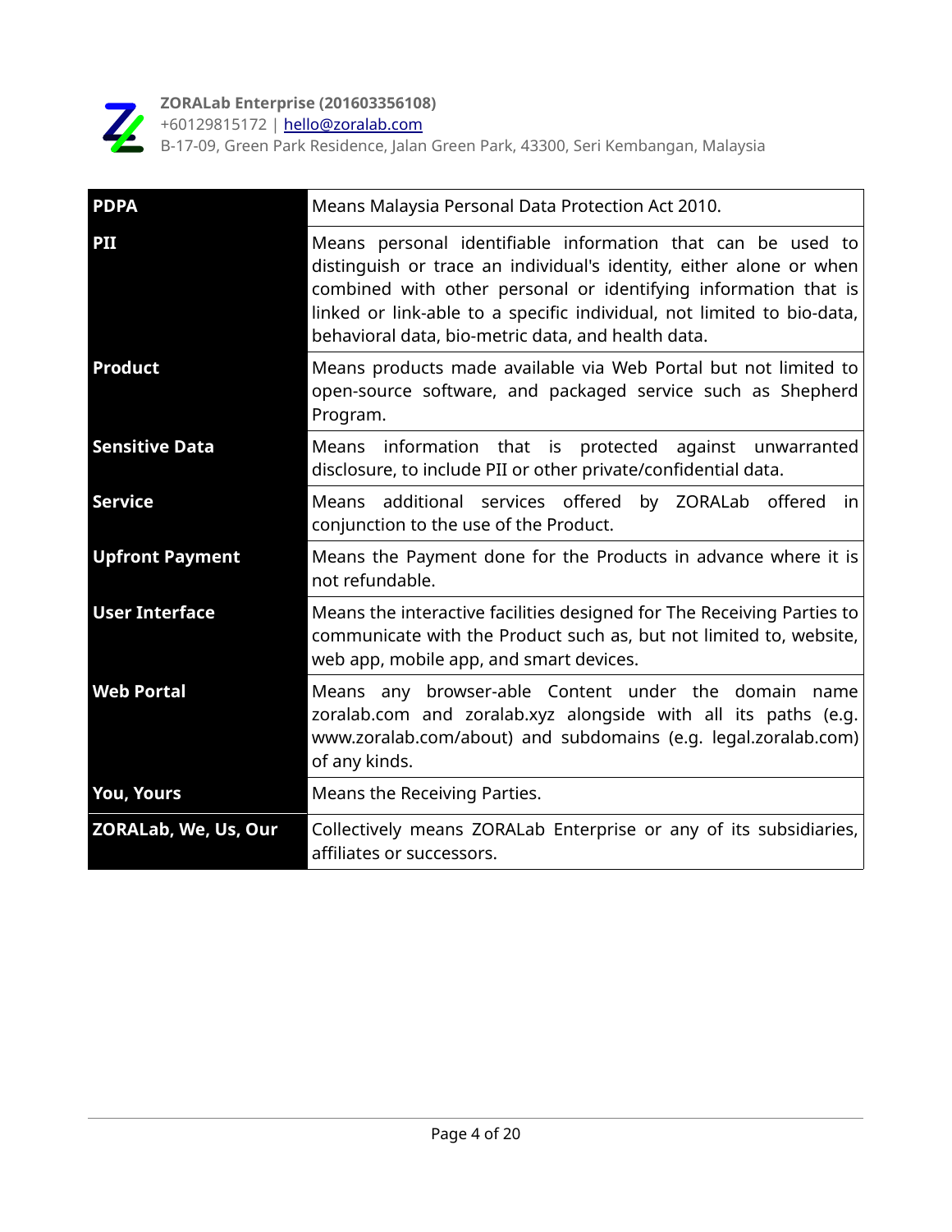| PDPA | Means Malaysia Personal Data Protection Act 2010. |
|---|---|
| PII | Means personal identifiable information that can be used to distinguish or trace an individual's identity, either alone or when combined with other personal or identifying information that is linked or link-able to a specific individual, not limited to bio-data, behavioral data, bio-metric data, and health data. |
| Product | Means products made available via Web Portal but not limited to open-source software, and packaged service such as Shepherd Program. |
| Sensitive Data | Means information that is protected against unwarranted disclosure, to include PII or other private/confidential data. |
| Service | Means additional services offered by ZORALab offered in conjunction to the use of the Product. |
| Upfront Payment | Means the Payment done for the Products in advance where it is not refundable. |
| User Interface | Means the interactive facilities designed for The Receiving Parties to communicate with the Product such as, but not limited to, website, web app, mobile app, and smart devices. |
| Web Portal | Means any browser-able Content under the domain name zoralab.com and zoralab.xyz alongside with all its paths (e.g. www.zoralab.com/about) and subdomains (e.g. legal.zoralab.com) of any kinds. |
| You, Yours | Means the Receiving Parties. |
| ZORALab, We, Us, Our | Collectively means ZORALab Enterprise or any of its subsidiaries, affiliates or successors. |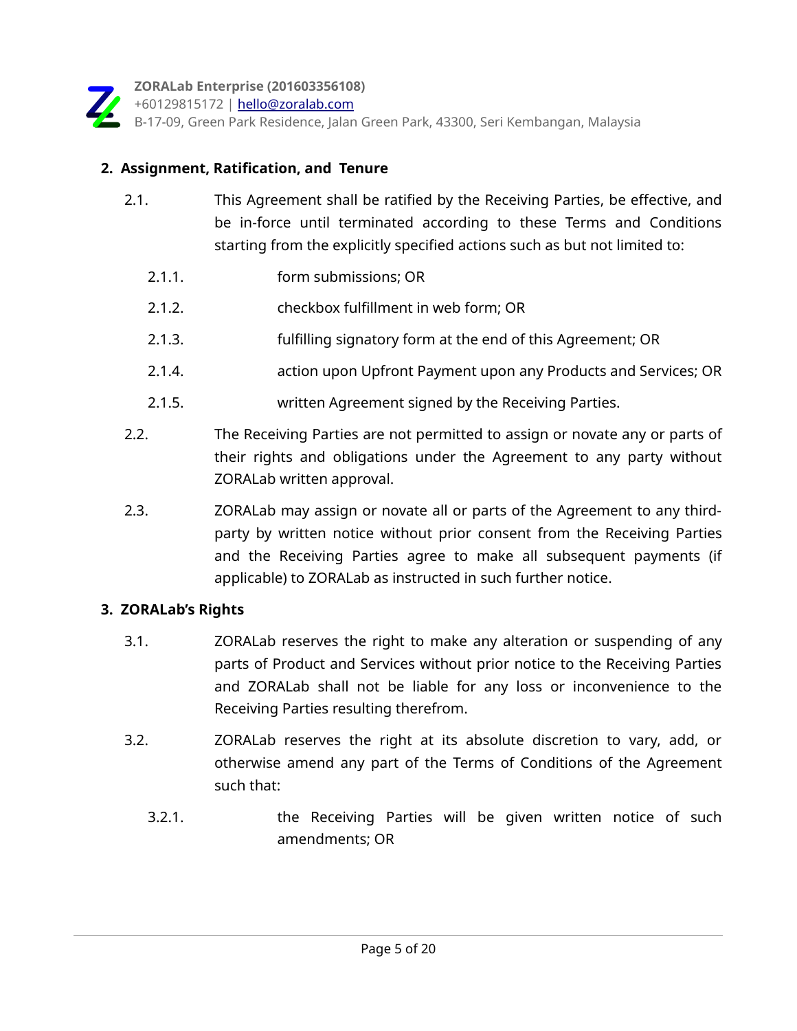## 2. Assignment, Ratification, and Tenure

2.1. This Agreement shall be ratified by the Receiving Parties, be effective, and be in-force until terminated according to these Terms and Conditions starting from the explicitly specified actions such as but not limited to:

- 2.1.1. form submissions; OR
- 2.1.2. checkbox fulfillment in web form; OR
- 2.1.3. fulfilling signatory form at the end of this Agreement; OR
- 2.1.4. action upon Upfront Payment upon any Products and Services; OR
- 2.1.5. written Agreement signed by the Receiving Parties.

2.2. The Receiving Parties are not permitted to assign or novate any or parts of their rights and obligations under the Agreement to any party without ZORALab written approval.

2.3. ZORALab may assign or novate all or parts of the Agreement to any third-party by written notice without prior consent from the Receiving Parties and the Receiving Parties agree to make all subsequent payments (if applicable) to ZORALab as instructed in such further notice.

## 3. ZORALab's Rights

3.1. ZORALab reserves the right to make any alteration or suspending of any parts of Product and Services without prior notice to the Receiving Parties and ZORALab shall not be liable for any loss or inconvenience to the Receiving Parties resulting therefrom.

3.2. ZORALab reserves the right at its absolute discretion to vary, add, or otherwise amend any part of the Terms of Conditions of the Agreement such that:

- 3.2.1. the Receiving Parties will be given written notice of such amendments; OR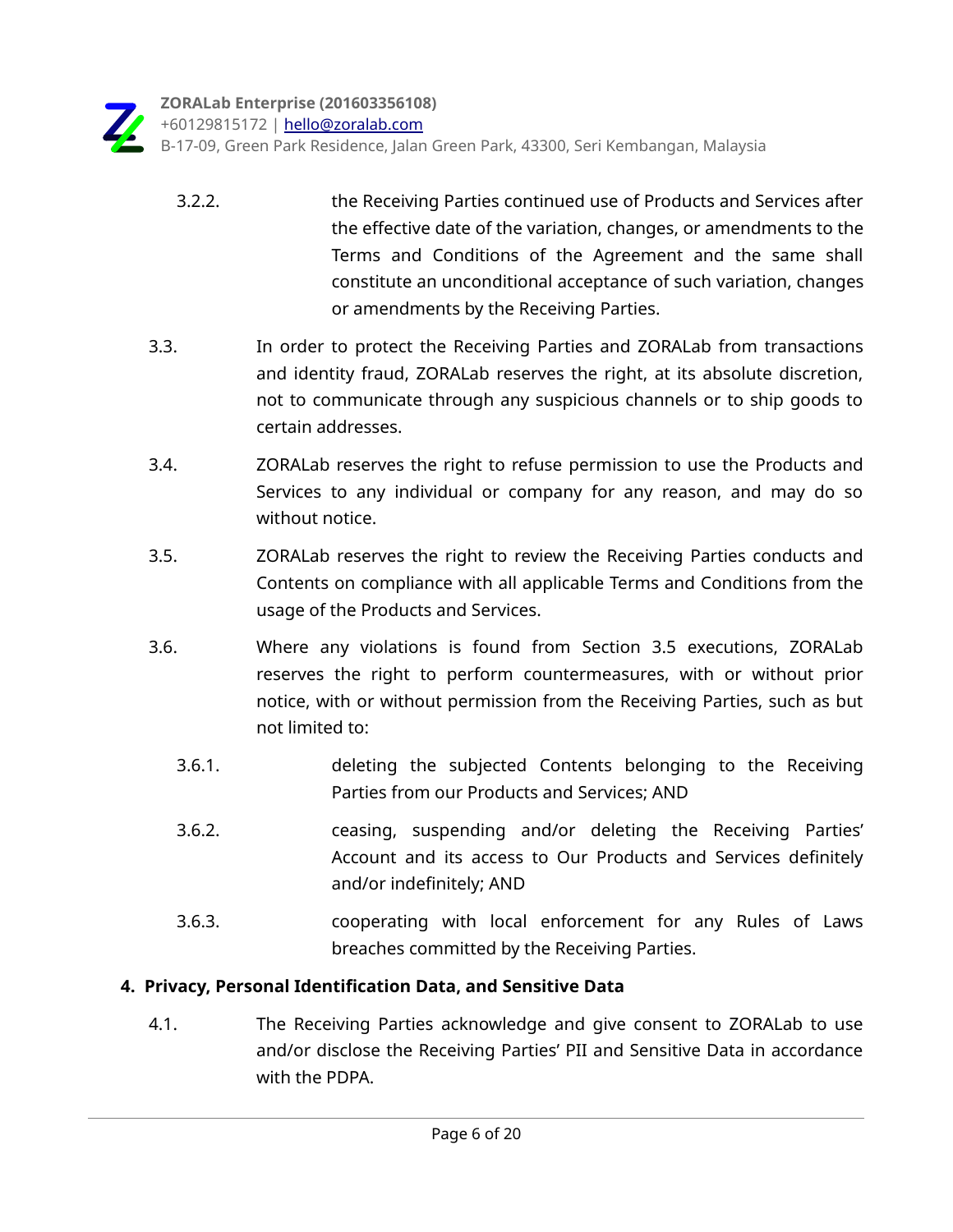3.2.2. the Receiving Parties continued use of Products and Services after the effective date of the variation, changes, or amendments to the Terms and Conditions of the Agreement and the same shall constitute an unconditional acceptance of such variation, changes or amendments by the Receiving Parties.

3.3. In order to protect the Receiving Parties and ZORALab from transactions and identity fraud, ZORALab reserves the right, at its absolute discretion, not to communicate through any suspicious channels or to ship goods to certain addresses.

3.4. ZORALab reserves the right to refuse permission to use the Products and Services to any individual or company for any reason, and may do so without notice.

3.5. ZORALab reserves the right to review the Receiving Parties conducts and Contents on compliance with all applicable Terms and Conditions from the usage of the Products and Services.

3.6. Where any violations is found from Section 3.5 executions, ZORALab reserves the right to perform countermeasures, with or without prior notice, with or without permission from the Receiving Parties, such as but not limited to:

3.6.1. deleting the subjected Contents belonging to the Receiving Parties from our Products and Services; AND

3.6.2. ceasing, suspending and/or deleting the Receiving Parties' Account and its access to Our Products and Services definitely and/or indefinitely; AND

3.6.3. cooperating with local enforcement for any Rules of Laws breaches committed by the Receiving Parties.

## 4. Privacy, Personal Identification Data, and Sensitive Data

4.1. The Receiving Parties acknowledge and give consent to ZORALab to use and/or disclose the Receiving Parties' PII and Sensitive Data in accordance with the PDPA.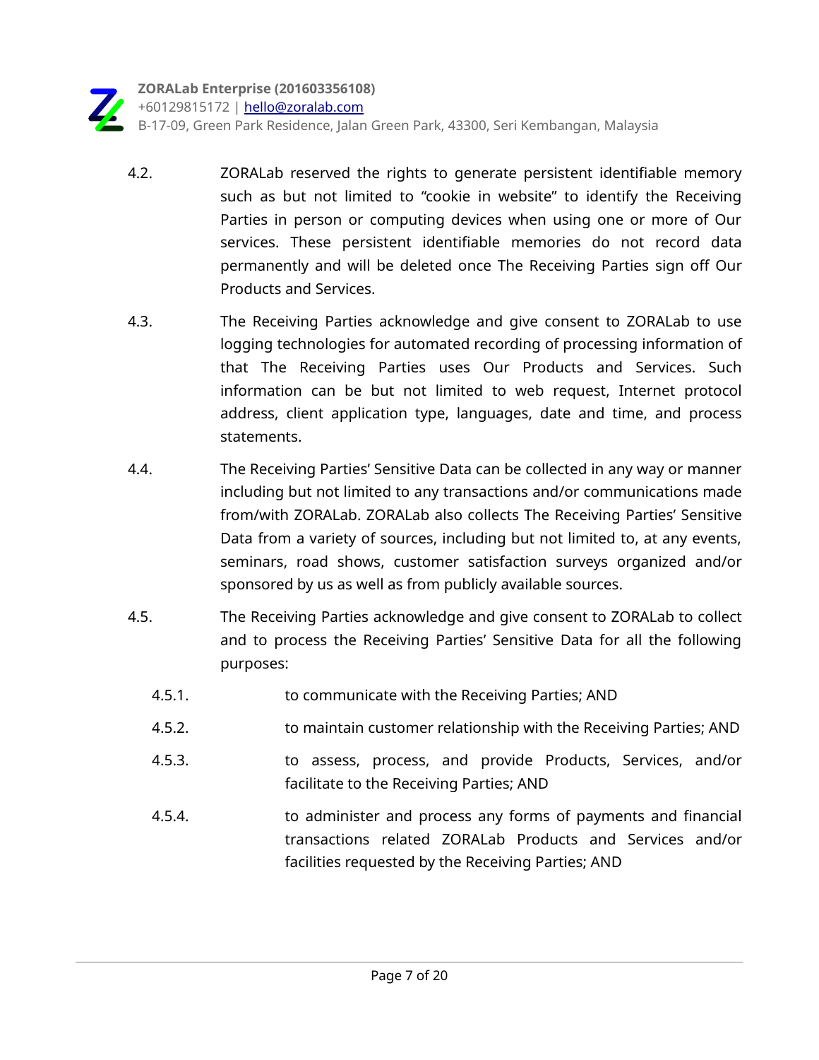4.2. ZORALab reserved the rights to generate persistent identifiable memory such as but not limited to “cookie in website” to identify the Receiving Parties in person or computing devices when using one or more of Our services. These persistent identifiable memories do not record data permanently and will be deleted once The Receiving Parties sign off Our Products and Services.

4.3. The Receiving Parties acknowledge and give consent to ZORALab to use logging technologies for automated recording of processing information of that The Receiving Parties uses Our Products and Services. Such information can be but not limited to web request, Internet protocol address, client application type, languages, date and time, and process statements.

4.4. The Receiving Parties’ Sensitive Data can be collected in any way or manner including but not limited to any transactions and/or communications made from/with ZORALab. ZORALab also collects The Receiving Parties’ Sensitive Data from a variety of sources, including but not limited to, at any events, seminars, road shows, customer satisfaction surveys organized and/or sponsored by us as well as from publicly available sources.

4.5. The Receiving Parties acknowledge and give consent to ZORALab to collect and to process the Receiving Parties’ Sensitive Data for all the following purposes:

- 4.5.1. to communicate with the Receiving Parties; AND
- 4.5.2. to maintain customer relationship with the Receiving Parties; AND
- 4.5.3. to assess, process, and provide Products, Services, and/or facilitate to the Receiving Parties; AND
- 4.5.4. to administer and process any forms of payments and financial transactions related ZORALab Products and Services and/or facilities requested by the Receiving Parties; AND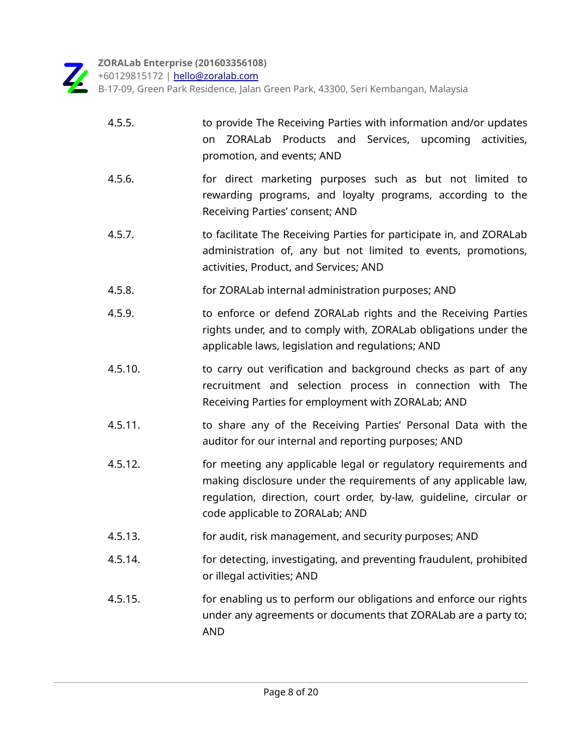4.5.5. to provide The Receiving Parties with information and/or updates on ZORALab Products and Services, upcoming activities, promotion, and events; AND

4.5.6. for direct marketing purposes such as but not limited to rewarding programs, and loyalty programs, according to the Receiving Parties' consent; AND

4.5.7. to facilitate The Receiving Parties for participate in, and ZORALab administration of, any but not limited to events, promotions, activities, Product, and Services; AND

4.5.8. for ZORALab internal administration purposes; AND

4.5.9. to enforce or defend ZORALab rights and the Receiving Parties rights under, and to comply with, ZORALab obligations under the applicable laws, legislation and regulations; AND

4.5.10. to carry out verification and background checks as part of any recruitment and selection process in connection with The Receiving Parties for employment with ZORALab; AND

4.5.11. to share any of the Receiving Parties' Personal Data with the auditor for our internal and reporting purposes; AND

4.5.12. for meeting any applicable legal or regulatory requirements and making disclosure under the requirements of any applicable law, regulation, direction, court order, by-law, guideline, circular or code applicable to ZORALab; AND

4.5.13. for audit, risk management, and security purposes; AND

4.5.14. for detecting, investigating, and preventing fraudulent, prohibited or illegal activities; AND

4.5.15. for enabling us to perform our obligations and enforce our rights under any agreements or documents that ZORALab are a party to; AND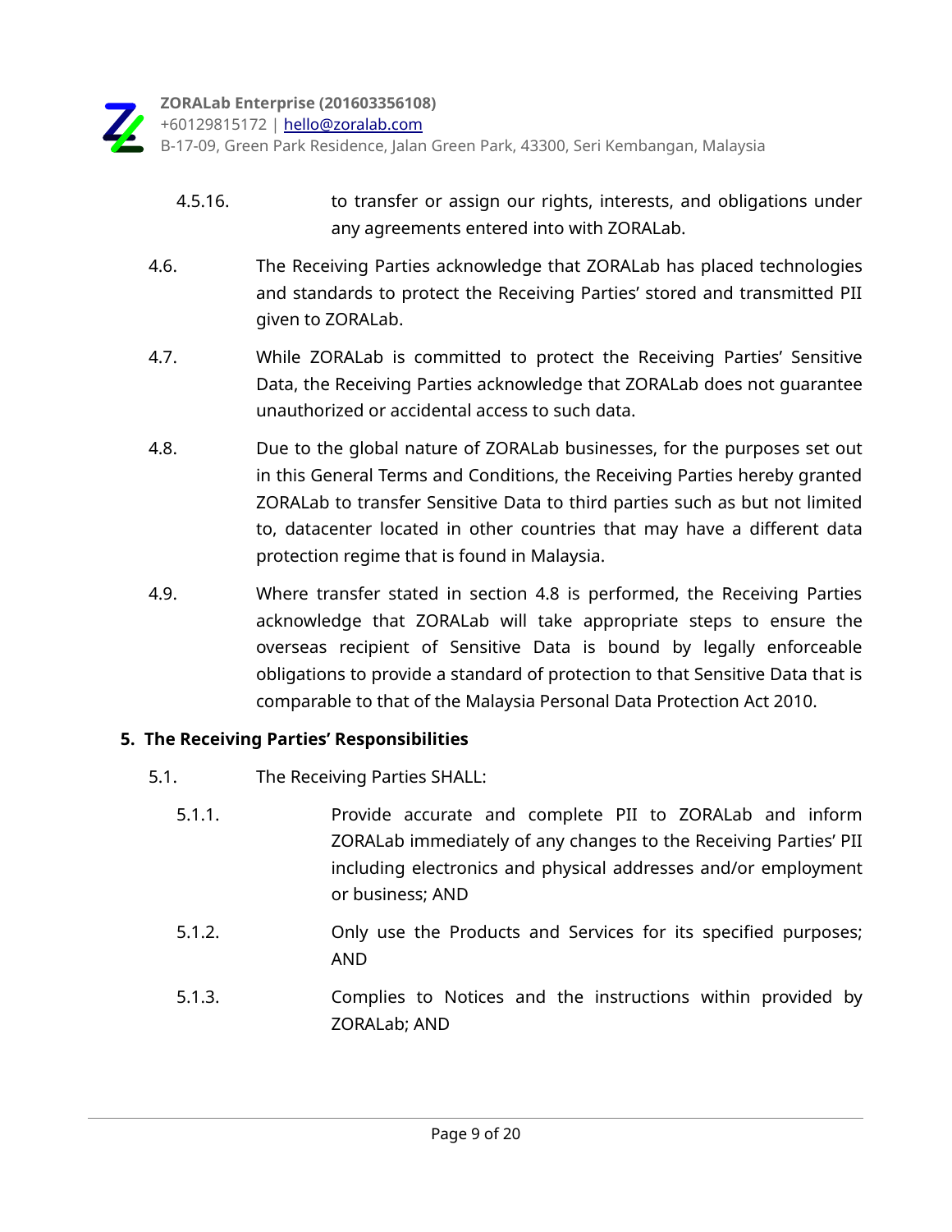4.5.16. to transfer or assign our rights, interests, and obligations under any agreements entered into with ZORALab.

4.6. The Receiving Parties acknowledge that ZORALab has placed technologies and standards to protect the Receiving Parties' stored and transmitted PII given to ZORALab.

4.7. While ZORALab is committed to protect the Receiving Parties' Sensitive Data, the Receiving Parties acknowledge that ZORALab does not guarantee unauthorized or accidental access to such data.

4.8. Due to the global nature of ZORALab businesses, for the purposes set out in this General Terms and Conditions, the Receiving Parties hereby granted ZORALab to transfer Sensitive Data to third parties such as but not limited to, datacenter located in other countries that may have a different data protection regime that is found in Malaysia.

4.9. Where transfer stated in section 4.8 is performed, the Receiving Parties acknowledge that ZORALab will take appropriate steps to ensure the overseas recipient of Sensitive Data is bound by legally enforceable obligations to provide a standard of protection to that Sensitive Data that is comparable to that of the Malaysia Personal Data Protection Act 2010.

## 5. The Receiving Parties' Responsibilities

5.1. The Receiving Parties SHALL:

5.1.1. Provide accurate and complete PII to ZORALab and inform ZORALab immediately of any changes to the Receiving Parties' PII including electronics and physical addresses and/or employment or business; AND

5.1.2. Only use the Products and Services for its specified purposes; AND

5.1.3. Complies to Notices and the instructions within provided by ZORALab; AND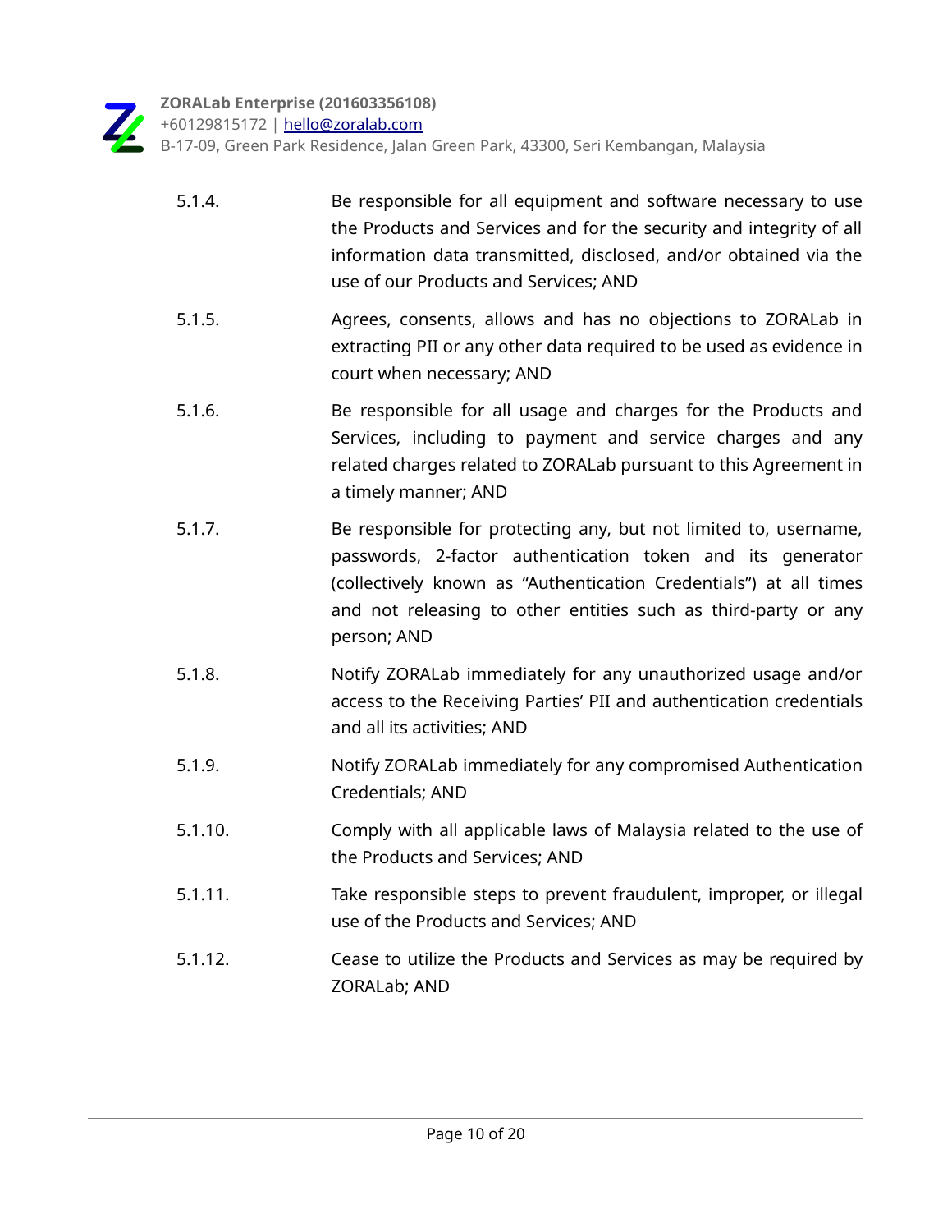5.1.4. Be responsible for all equipment and software necessary to use the Products and Services and for the security and integrity of all information data transmitted, disclosed, and/or obtained via the use of our Products and Services; AND

5.1.5. Agrees, consents, allows and has no objections to ZORALab in extracting PII or any other data required to be used as evidence in court when necessary; AND

5.1.6. Be responsible for all usage and charges for the Products and Services, including to payment and service charges and any related charges related to ZORALab pursuant to this Agreement in a timely manner; AND

5.1.7. Be responsible for protecting any, but not limited to, username, passwords, 2-factor authentication token and its generator (collectively known as "Authentication Credentials") at all times and not releasing to other entities such as third-party or any person; AND

5.1.8. Notify ZORALab immediately for any unauthorized usage and/or access to the Receiving Parties' PII and authentication credentials and all its activities; AND

5.1.9. Notify ZORALab immediately for any compromised Authentication Credentials; AND

5.1.10. Comply with all applicable laws of Malaysia related to the use of the Products and Services; AND

5.1.11. Take responsible steps to prevent fraudulent, improper, or illegal use of the Products and Services; AND

5.1.12. Cease to utilize the Products and Services as may be required by ZORALab; AND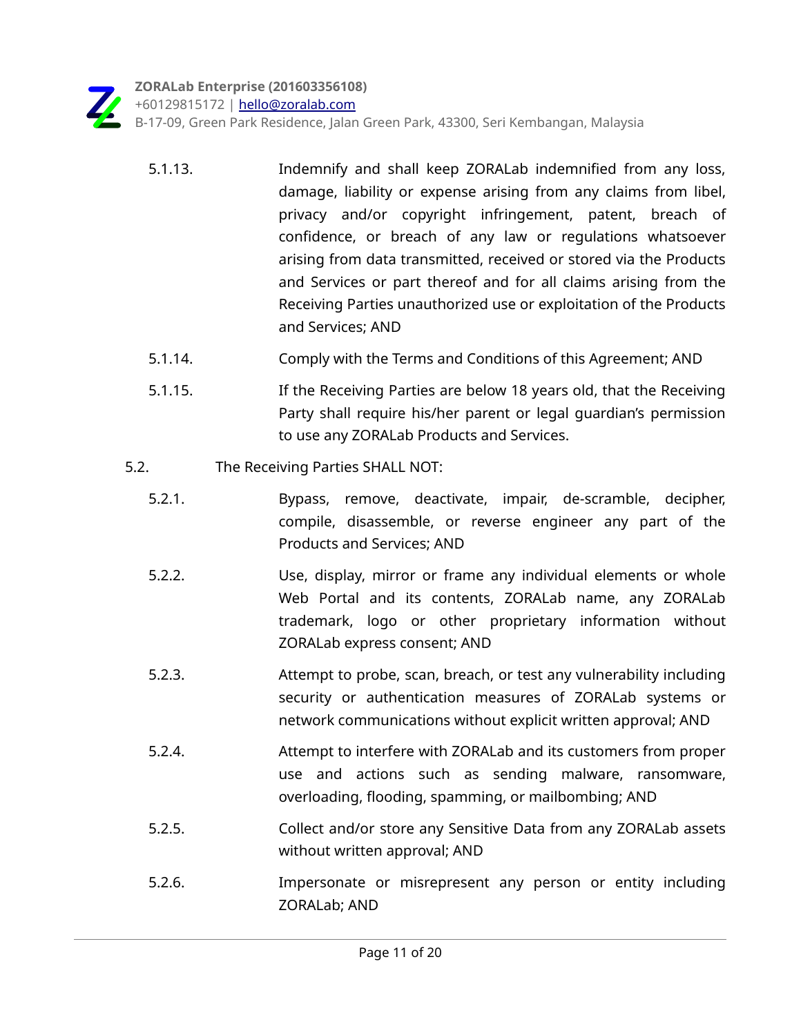5.1.13. Indemnify and shall keep ZORALab indemnified from any loss, damage, liability or expense arising from any claims from libel, privacy and/or copyright infringement, patent, breach of confidence, or breach of any law or regulations whatsoever arising from data transmitted, received or stored via the Products and Services or part thereof and for all claims arising from the Receiving Parties unauthorized use or exploitation of the Products and Services; AND

5.1.14. Comply with the Terms and Conditions of this Agreement; AND

5.1.15. If the Receiving Parties are below 18 years old, that the Receiving Party shall require his/her parent or legal guardian's permission to use any ZORALab Products and Services.

5.2. The Receiving Parties SHALL NOT:

5.2.1. Bypass, remove, deactivate, impair, de-scramble, decipher, compile, disassemble, or reverse engineer any part of the Products and Services; AND

5.2.2. Use, display, mirror or frame any individual elements or whole Web Portal and its contents, ZORALab name, any ZORALab trademark, logo or other proprietary information without ZORALab express consent; AND

5.2.3. Attempt to probe, scan, breach, or test any vulnerability including security or authentication measures of ZORALab systems or network communications without explicit written approval; AND

5.2.4. Attempt to interfere with ZORALab and its customers from proper use and actions such as sending malware, ransomware, overloading, flooding, spamming, or mailbombing; AND

5.2.5. Collect and/or store any Sensitive Data from any ZORALab assets without written approval; AND

5.2.6. Impersonate or misrepresent any person or entity including ZORALab; AND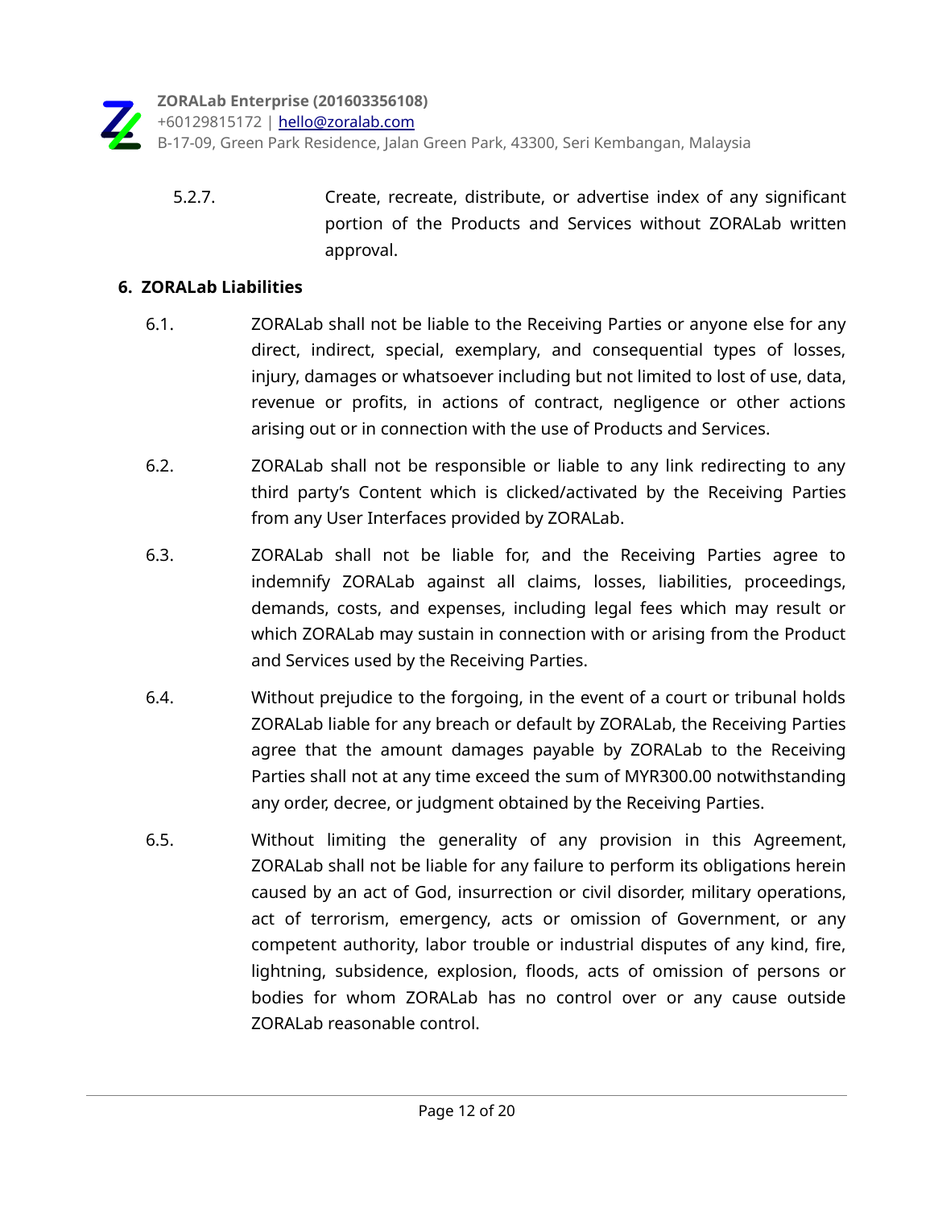5.2.7. Create, recreate, distribute, or advertise index of any significant portion of the Products and Services without ZORALab written approval.

## 6. ZORALab Liabilities

6.1. ZORALab shall not be liable to the Receiving Parties or anyone else for any direct, indirect, special, exemplary, and consequential types of losses, injury, damages or whatsoever including but not limited to lost of use, data, revenue or profits, in actions of contract, negligence or other actions arising out or in connection with the use of Products and Services.

6.2. ZORALab shall not be responsible or liable to any link redirecting to any third party's Content which is clicked/activated by the Receiving Parties from any User Interfaces provided by ZORALab.

6.3. ZORALab shall not be liable for, and the Receiving Parties agree to indemnify ZORALab against all claims, losses, liabilities, proceedings, demands, costs, and expenses, including legal fees which may result or which ZORALab may sustain in connection with or arising from the Product and Services used by the Receiving Parties.

6.4. Without prejudice to the forgoing, in the event of a court or tribunal holds ZORALab liable for any breach or default by ZORALab, the Receiving Parties agree that the amount damages payable by ZORALab to the Receiving Parties shall not at any time exceed the sum of MYR300.00 notwithstanding any order, decree, or judgment obtained by the Receiving Parties.

6.5. Without limiting the generality of any provision in this Agreement, ZORALab shall not be liable for any failure to perform its obligations herein caused by an act of God, insurrection or civil disorder, military operations, act of terrorism, emergency, acts or omission of Government, or any competent authority, labor trouble or industrial disputes of any kind, fire, lightning, subsidence, explosion, floods, acts of omission of persons or bodies for whom ZORALab has no control over or any cause outside ZORALab reasonable control.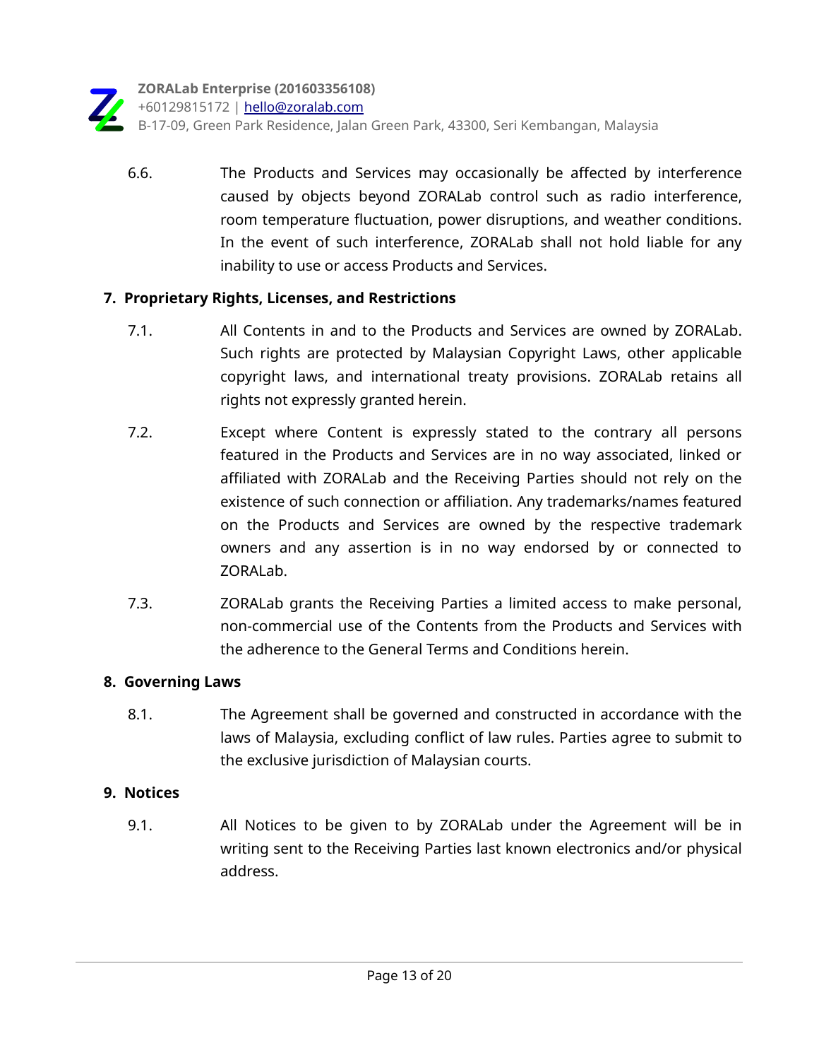6.6. The Products and Services may occasionally be affected by interference caused by objects beyond ZORALab control such as radio interference, room temperature fluctuation, power disruptions, and weather conditions. In the event of such interference, ZORALab shall not hold liable for any inability to use or access Products and Services.

## 7. Proprietary Rights, Licenses, and Restrictions

7.1. All Contents in and to the Products and Services are owned by ZORALab. Such rights are protected by Malaysian Copyright Laws, other applicable copyright laws, and international treaty provisions. ZORALab retains all rights not expressly granted herein.

7.2. Except where Content is expressly stated to the contrary all persons featured in the Products and Services are in no way associated, linked or affiliated with ZORALab and the Receiving Parties should not rely on the existence of such connection or affiliation. Any trademarks/names featured on the Products and Services are owned by the respective trademark owners and any assertion is in no way endorsed by or connected to ZORALab.

7.3. ZORALab grants the Receiving Parties a limited access to make personal, non-commercial use of the Contents from the Products and Services with the adherence to the General Terms and Conditions herein.

## 8. Governing Laws

8.1. The Agreement shall be governed and constructed in accordance with the laws of Malaysia, excluding conflict of law rules. Parties agree to submit to the exclusive jurisdiction of Malaysian courts.

## 9. Notices

9.1. All Notices to be given to by ZORALab under the Agreement will be in writing sent to the Receiving Parties last known electronics and/or physical address.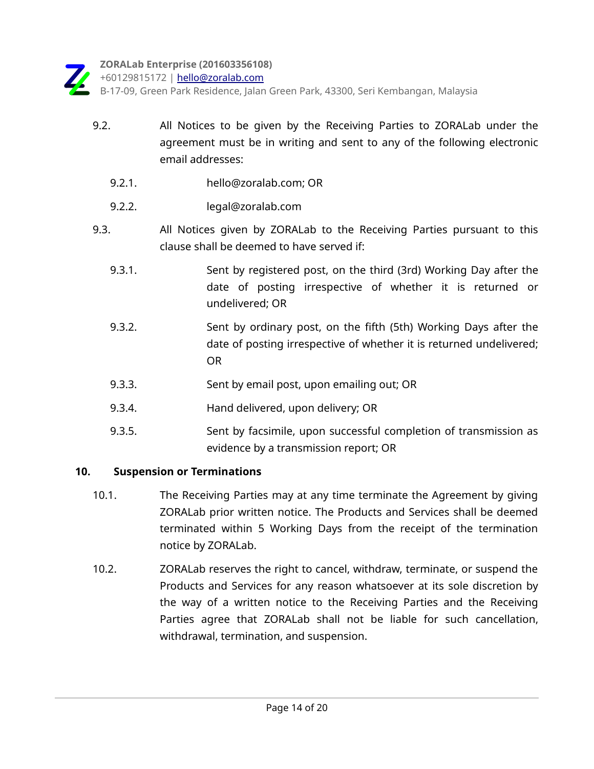9.2. All Notices to be given by the Receiving Parties to ZORALab under the agreement must be in writing and sent to any of the following electronic email addresses:

- 9.2.1. hello@zoralab.com; OR
- 9.2.2. legal@zoralab.com

9.3. All Notices given by ZORALab to the Receiving Parties pursuant to this clause shall be deemed to have served if:

- 9.3.1. Sent by registered post, on the third (3rd) Working Day after the date of posting irrespective of whether it is returned or undelivered; OR
- 9.3.2. Sent by ordinary post, on the fifth (5th) Working Days after the date of posting irrespective of whether it is returned undelivered; OR
- 9.3.3. Sent by email post, upon emailing out; OR
- 9.3.4. Hand delivered, upon delivery; OR
- 9.3.5. Sent by facsimile, upon successful completion of transmission as evidence by a transmission report; OR

## 10. Suspension or Terminations

10.1. The Receiving Parties may at any time terminate the Agreement by giving ZORALab prior written notice. The Products and Services shall be deemed terminated within 5 Working Days from the receipt of the termination notice by ZORALab.

10.2. ZORALab reserves the right to cancel, withdraw, terminate, or suspend the Products and Services for any reason whatsoever at its sole discretion by the way of a written notice to the Receiving Parties and the Receiving Parties agree that ZORALab shall not be liable for such cancellation, withdrawal, termination, and suspension.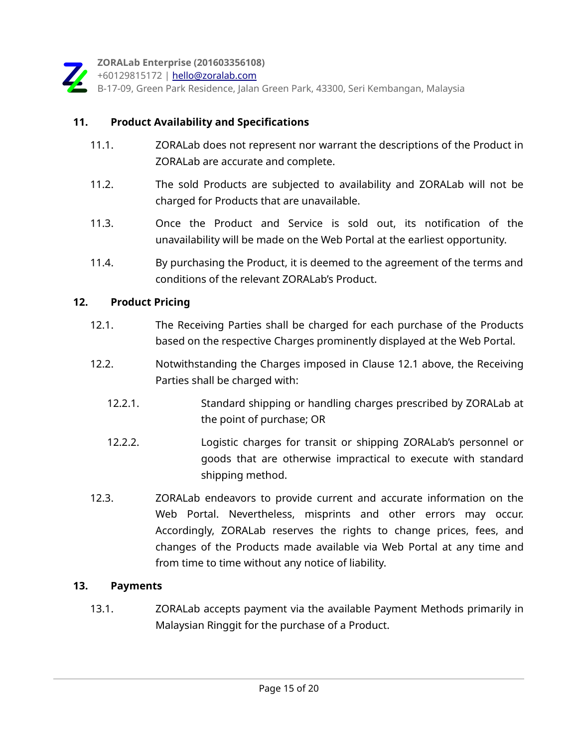## 11. Product Availability and Specifications

11.1. ZORALab does not represent nor warrant the descriptions of the Product in ZORALab are accurate and complete.

11.2. The sold Products are subjected to availability and ZORALab will not be charged for Products that are unavailable.

11.3. Once the Product and Service is sold out, its notification of the unavailability will be made on the Web Portal at the earliest opportunity.

11.4. By purchasing the Product, it is deemed to the agreement of the terms and conditions of the relevant ZORALab's Product.

## 12. Product Pricing

12.1. The Receiving Parties shall be charged for each purchase of the Products based on the respective Charges prominently displayed at the Web Portal.

12.2. Notwithstanding the Charges imposed in Clause 12.1 above, the Receiving Parties shall be charged with:

12.2.1. Standard shipping or handling charges prescribed by ZORALab at the point of purchase; OR

12.2.2. Logistic charges for transit or shipping ZORALab's personnel or goods that are otherwise impractical to execute with standard shipping method.

12.3. ZORALab endeavors to provide current and accurate information on the Web Portal. Nevertheless, misprints and other errors may occur. Accordingly, ZORALab reserves the rights to change prices, fees, and changes of the Products made available via Web Portal at any time and from time to time without any notice of liability.

## 13. Payments

13.1. ZORALab accepts payment via the available Payment Methods primarily in Malaysian Ringgit for the purchase of a Product.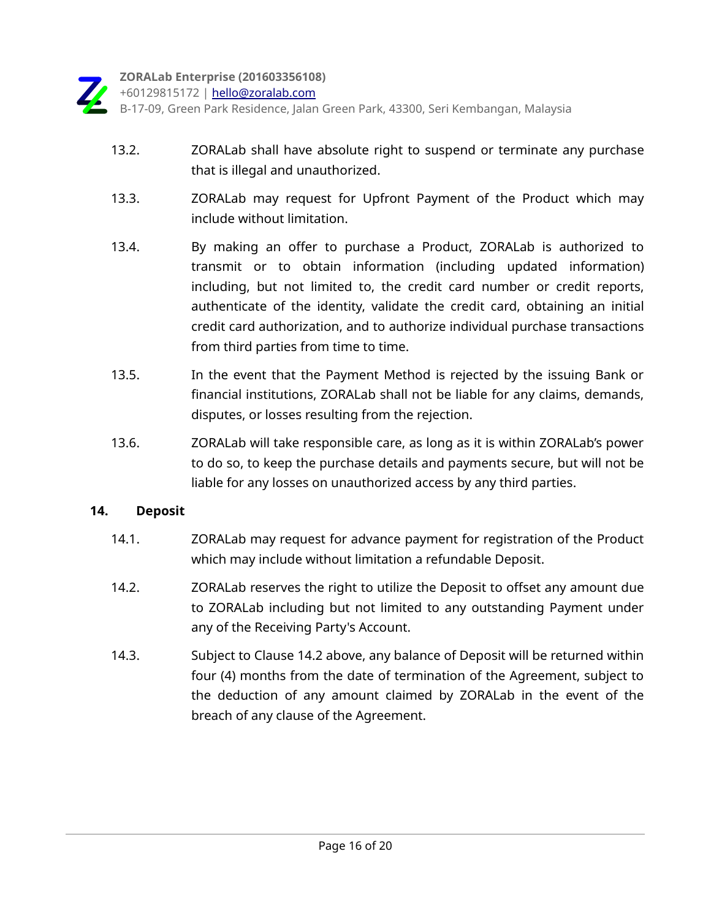13.2. ZORALab shall have absolute right to suspend or terminate any purchase that is illegal and unauthorized.

13.3. ZORALab may request for Upfront Payment of the Product which may include without limitation.

13.4. By making an offer to purchase a Product, ZORALab is authorized to transmit or to obtain information (including updated information) including, but not limited to, the credit card number or credit reports, authenticate of the identity, validate the credit card, obtaining an initial credit card authorization, and to authorize individual purchase transactions from third parties from time to time.

13.5. In the event that the Payment Method is rejected by the issuing Bank or financial institutions, ZORALab shall not be liable for any claims, demands, disputes, or losses resulting from the rejection.

13.6. ZORALab will take responsible care, as long as it is within ZORALab's power to do so, to keep the purchase details and payments secure, but will not be liable for any losses on unauthorized access by any third parties.

## 14. Deposit

14.1. ZORALab may request for advance payment for registration of the Product which may include without limitation a refundable Deposit.

14.2. ZORALab reserves the right to utilize the Deposit to offset any amount due to ZORALab including but not limited to any outstanding Payment under any of the Receiving Party's Account.

14.3. Subject to Clause 14.2 above, any balance of Deposit will be returned within four (4) months from the date of termination of the Agreement, subject to the deduction of any amount claimed by ZORALab in the event of the breach of any clause of the Agreement.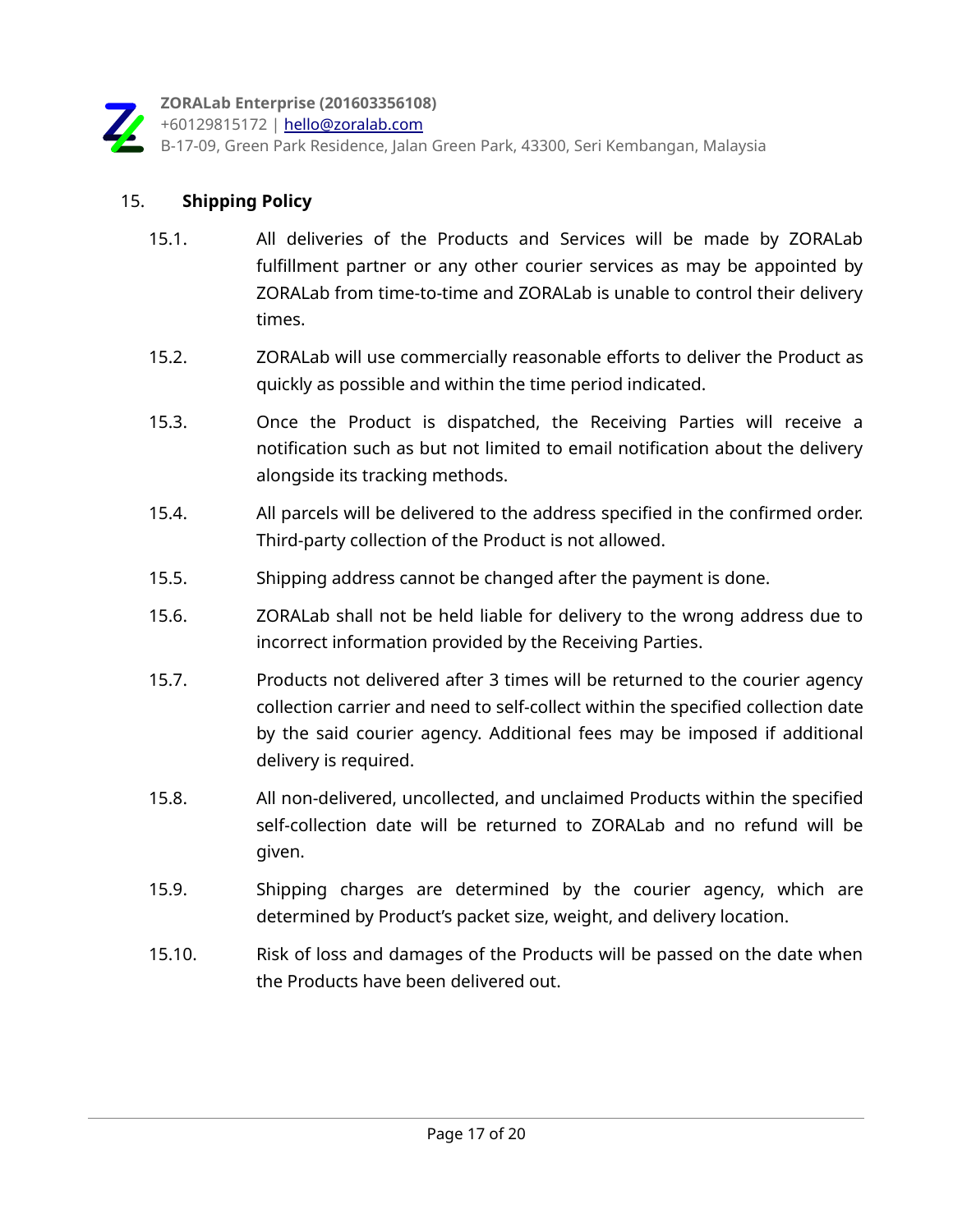## 15. Shipping Policy

15.1. All deliveries of the Products and Services will be made by ZORALab fulfillment partner or any other courier services as may be appointed by ZORALab from time-to-time and ZORALab is unable to control their delivery times.

15.2. ZORALab will use commercially reasonable efforts to deliver the Product as quickly as possible and within the time period indicated.

15.3. Once the Product is dispatched, the Receiving Parties will receive a notification such as but not limited to email notification about the delivery alongside its tracking methods.

15.4. All parcels will be delivered to the address specified in the confirmed order. Third-party collection of the Product is not allowed.

15.5. Shipping address cannot be changed after the payment is done.

15.6. ZORALab shall not be held liable for delivery to the wrong address due to incorrect information provided by the Receiving Parties.

15.7. Products not delivered after 3 times will be returned to the courier agency collection carrier and need to self-collect within the specified collection date by the said courier agency. Additional fees may be imposed if additional delivery is required.

15.8. All non-delivered, uncollected, and unclaimed Products within the specified self-collection date will be returned to ZORALab and no refund will be given.

15.9. Shipping charges are determined by the courier agency, which are determined by Product's packet size, weight, and delivery location.

15.10. Risk of loss and damages of the Products will be passed on the date when the Products have been delivered out.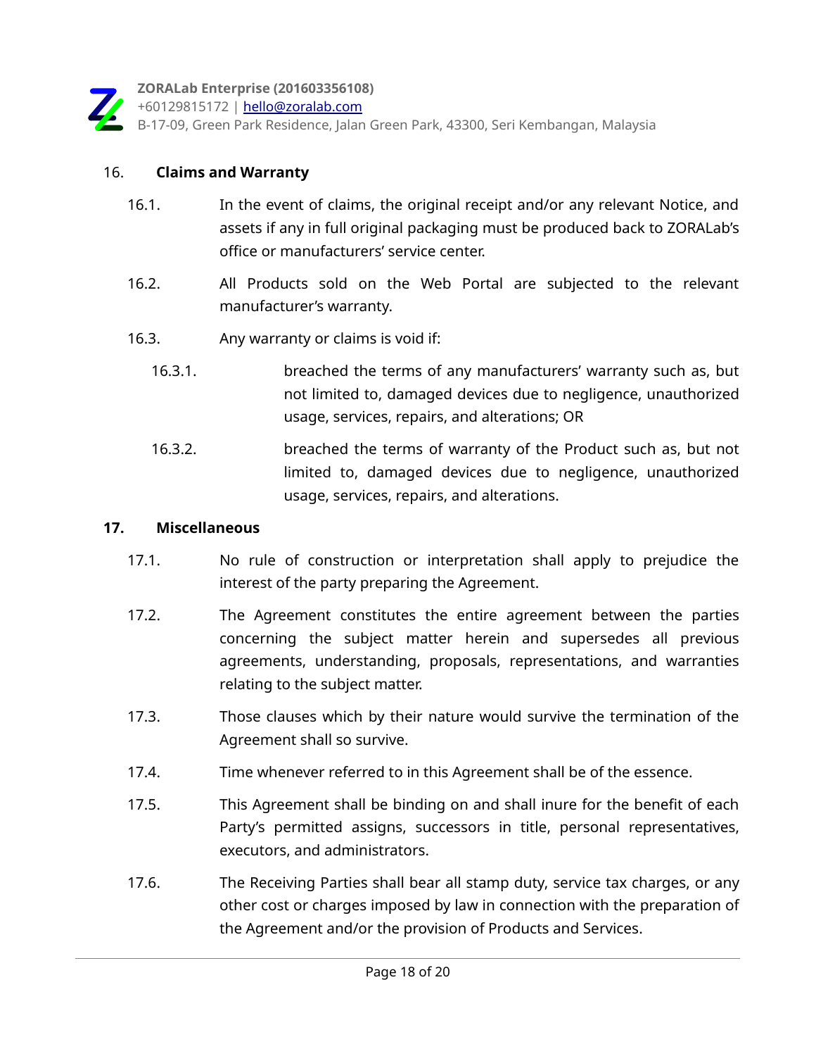16. **Claims and Warranty**

16.1. In the event of claims, the original receipt and/or any relevant Notice, and assets if any in full original packaging must be produced back to ZORALab's office or manufacturers' service center.

16.2. All Products sold on the Web Portal are subjected to the relevant manufacturer's warranty.

16.3. Any warranty or claims is void if:

16.3.1. breached the terms of any manufacturers' warranty such as, but not limited to, damaged devices due to negligence, unauthorized usage, services, repairs, and alterations; OR

16.3.2. breached the terms of warranty of the Product such as, but not limited to, damaged devices due to negligence, unauthorized usage, services, repairs, and alterations.

**17. Miscellaneous**

17.1. No rule of construction or interpretation shall apply to prejudice the interest of the party preparing the Agreement.

17.2. The Agreement constitutes the entire agreement between the parties concerning the subject matter herein and supersedes all previous agreements, understanding, proposals, representations, and warranties relating to the subject matter.

17.3. Those clauses which by their nature would survive the termination of the Agreement shall so survive.

17.4. Time whenever referred to in this Agreement shall be of the essence.

17.5. This Agreement shall be binding on and shall inure for the benefit of each Party's permitted assigns, successors in title, personal representatives, executors, and administrators.

17.6. The Receiving Parties shall bear all stamp duty, service tax charges, or any other cost or charges imposed by law in connection with the preparation of the Agreement and/or the provision of Products and Services.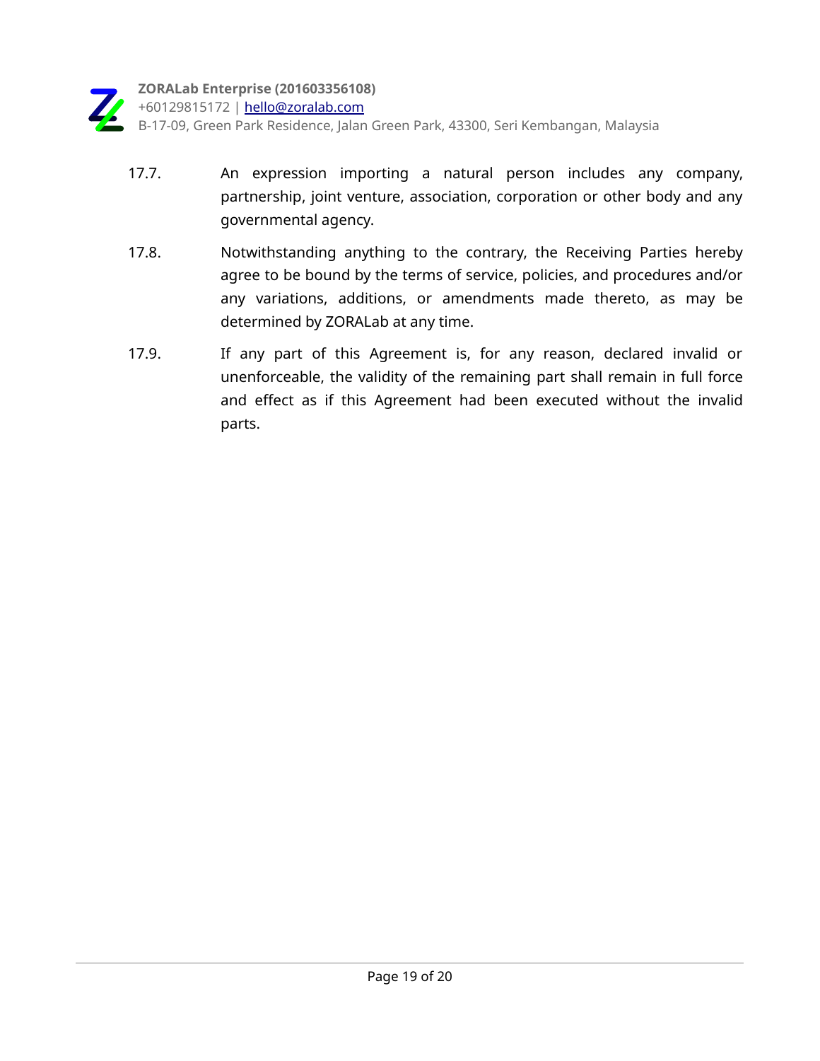17.7. An expression importing a natural person includes any company, partnership, joint venture, association, corporation or other body and any governmental agency.

17.8. Notwithstanding anything to the contrary, the Receiving Parties hereby agree to be bound by the terms of service, policies, and procedures and/or any variations, additions, or amendments made thereto, as may be determined by ZORALab at any time.

17.9. If any part of this Agreement is, for any reason, declared invalid or unenforceable, the validity of the remaining part shall remain in full force and effect as if this Agreement had been executed without the invalid parts.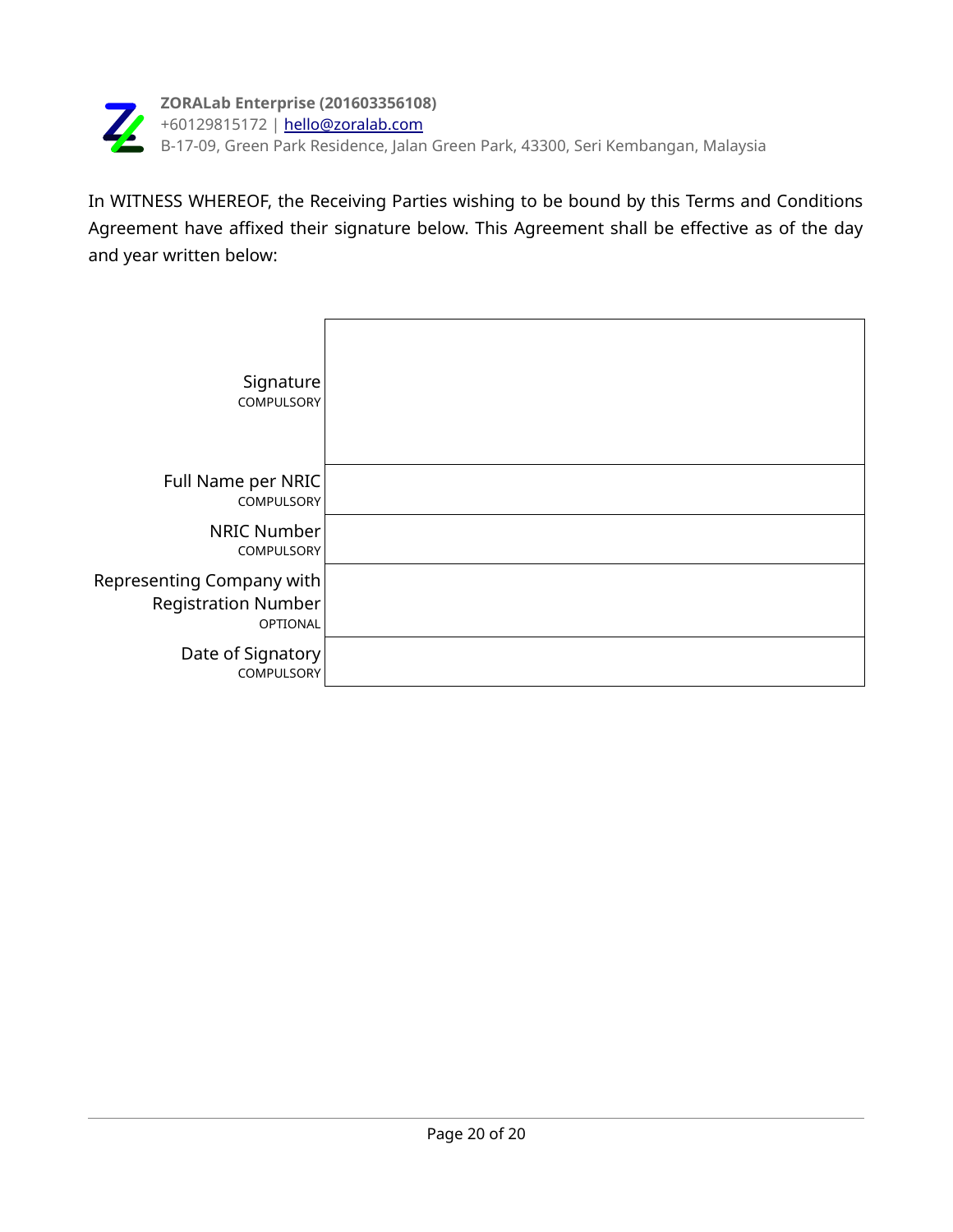In WITNESS WHEREOF, the Receiving Parties wishing to be bound by this Terms and Conditions Agreement have affixed their signature below. This Agreement shall be effective as of the day and year written below:

| | |
|---|---|
| Signature<br>COMPULSORY | |
| Full Name per NRIC<br>COMPULSORY | |
| NRIC Number<br>COMPULSORY | |
| Representing Company with Registration Number<br>OPTIONAL | |
| Date of Signatory<br>COMPULSORY | |